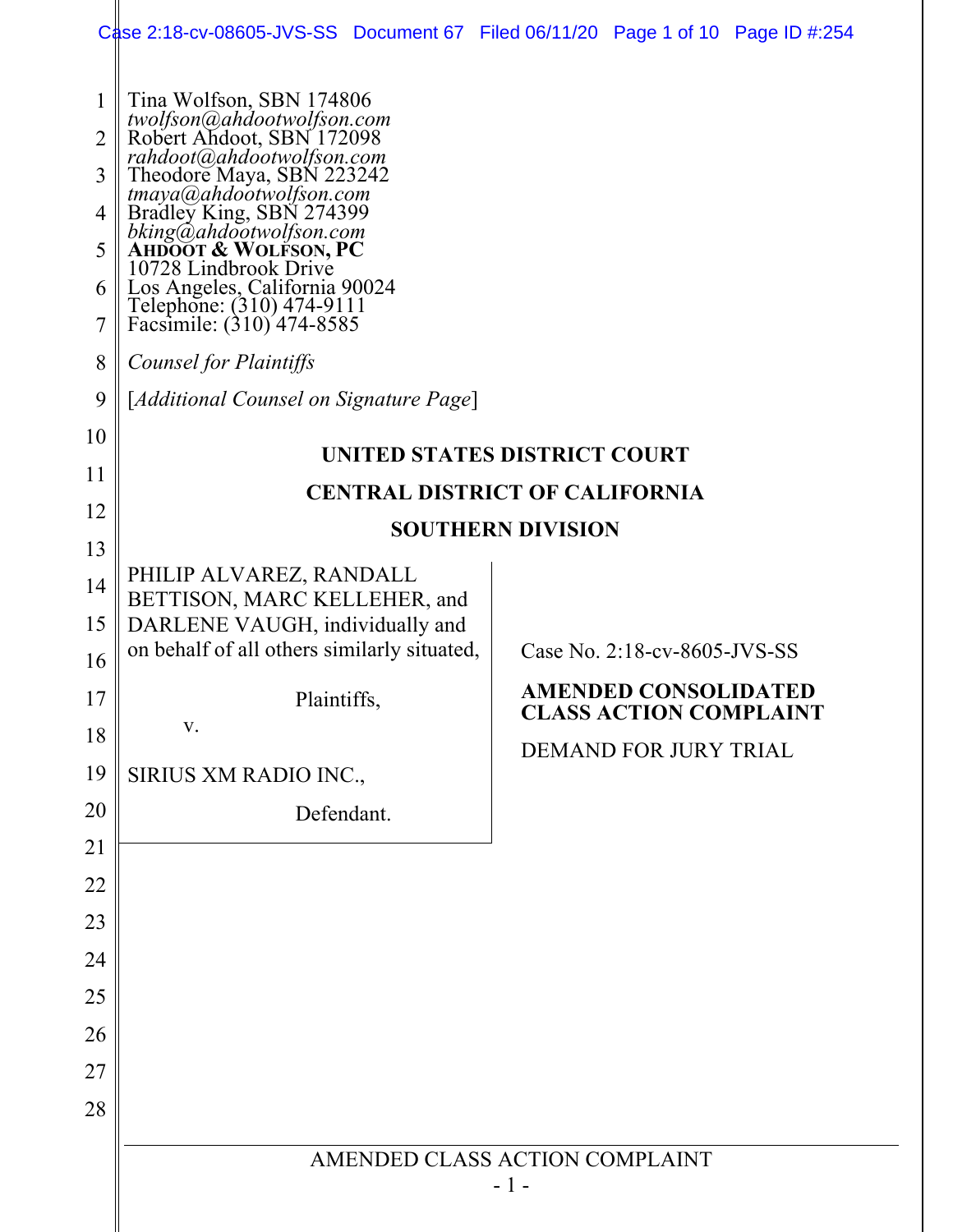Tina Wolfson, SBN 174806
*twolfson@ahdootwolfson.com*
Robert Ahdoot, SBN 172098
*rahdoot@ahdootwolfson.com*
Theodore Maya, SBN 223242
*tmaya@ahdootwolfson.com*
Bradley King, SBN 274399
*bking@ahdootwolfson.com*
**AHDOOT & WOLFSON, PC**
10728 Lindbrook Drive
Los Angeles, California 90024
Telephone: (310) 474-9111
Facsimile: (310) 474-8585

*Counsel for Plaintiffs*

[*Additional Counsel on Signature Page*]

**UNITED STATES DISTRICT COURT**

**CENTRAL DISTRICT OF CALIFORNIA**

**SOUTHERN DIVISION**

PHILIP ALVAREZ, RANDALL BETTISON, MARC KELLEHER, and DARLENE VAUGH, individually and on behalf of all others similarly situated,

Plaintiffs,

v.

SIRIUS XM RADIO INC.,

Defendant.

Case No. 2:18-cv-8605-JVS-SS

**AMENDED CONSOLIDATED CLASS ACTION COMPLAINT**

DEMAND FOR JURY TRIAL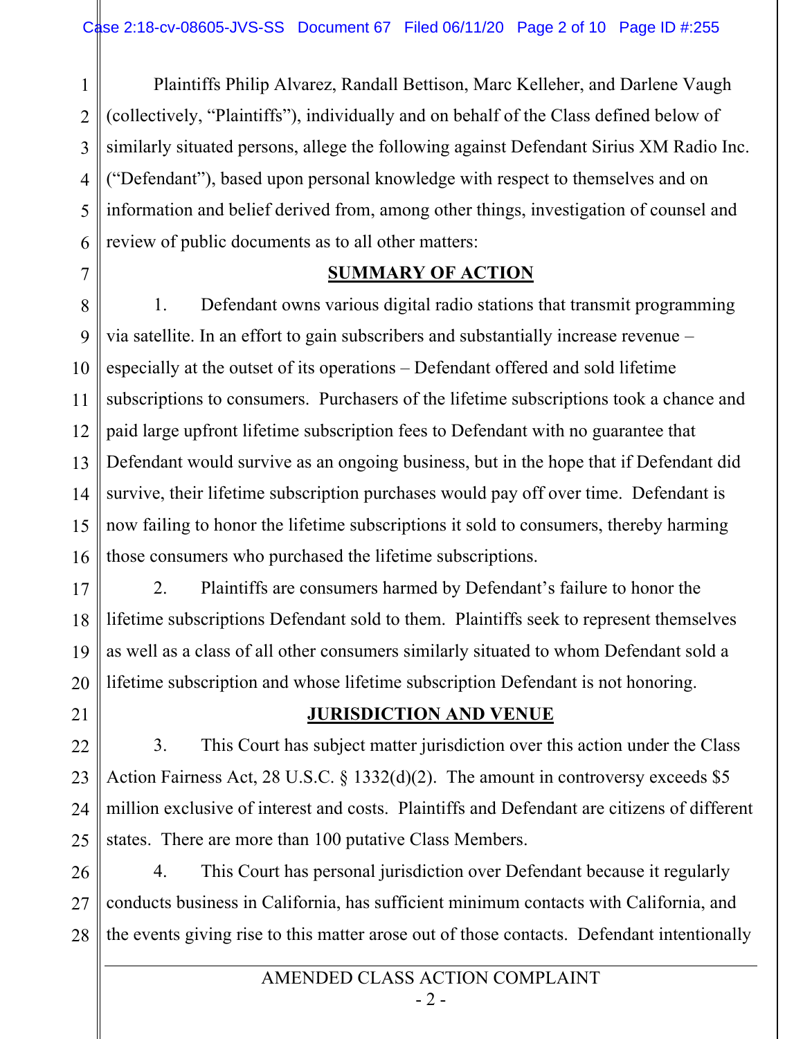Plaintiffs Philip Alvarez, Randall Bettison, Marc Kelleher, and Darlene Vaugh (collectively, "Plaintiffs"), individually and on behalf of the Class defined below of similarly situated persons, allege the following against Defendant Sirius XM Radio Inc. ("Defendant"), based upon personal knowledge with respect to themselves and on information and belief derived from, among other things, investigation of counsel and review of public documents as to all other matters:

## SUMMARY OF ACTION

1. Defendant owns various digital radio stations that transmit programming via satellite. In an effort to gain subscribers and substantially increase revenue – especially at the outset of its operations – Defendant offered and sold lifetime subscriptions to consumers. Purchasers of the lifetime subscriptions took a chance and paid large upfront lifetime subscription fees to Defendant with no guarantee that Defendant would survive as an ongoing business, but in the hope that if Defendant did survive, their lifetime subscription purchases would pay off over time. Defendant is now failing to honor the lifetime subscriptions it sold to consumers, thereby harming those consumers who purchased the lifetime subscriptions.

2. Plaintiffs are consumers harmed by Defendant's failure to honor the lifetime subscriptions Defendant sold to them. Plaintiffs seek to represent themselves as well as a class of all other consumers similarly situated to whom Defendant sold a lifetime subscription and whose lifetime subscription Defendant is not honoring.

## JURISDICTION AND VENUE

3. This Court has subject matter jurisdiction over this action under the Class Action Fairness Act, 28 U.S.C. § 1332(d)(2). The amount in controversy exceeds $5 million exclusive of interest and costs. Plaintiffs and Defendant are citizens of different states. There are more than 100 putative Class Members.

4. This Court has personal jurisdiction over Defendant because it regularly conducts business in California, has sufficient minimum contacts with California, and the events giving rise to this matter arose out of those contacts. Defendant intentionally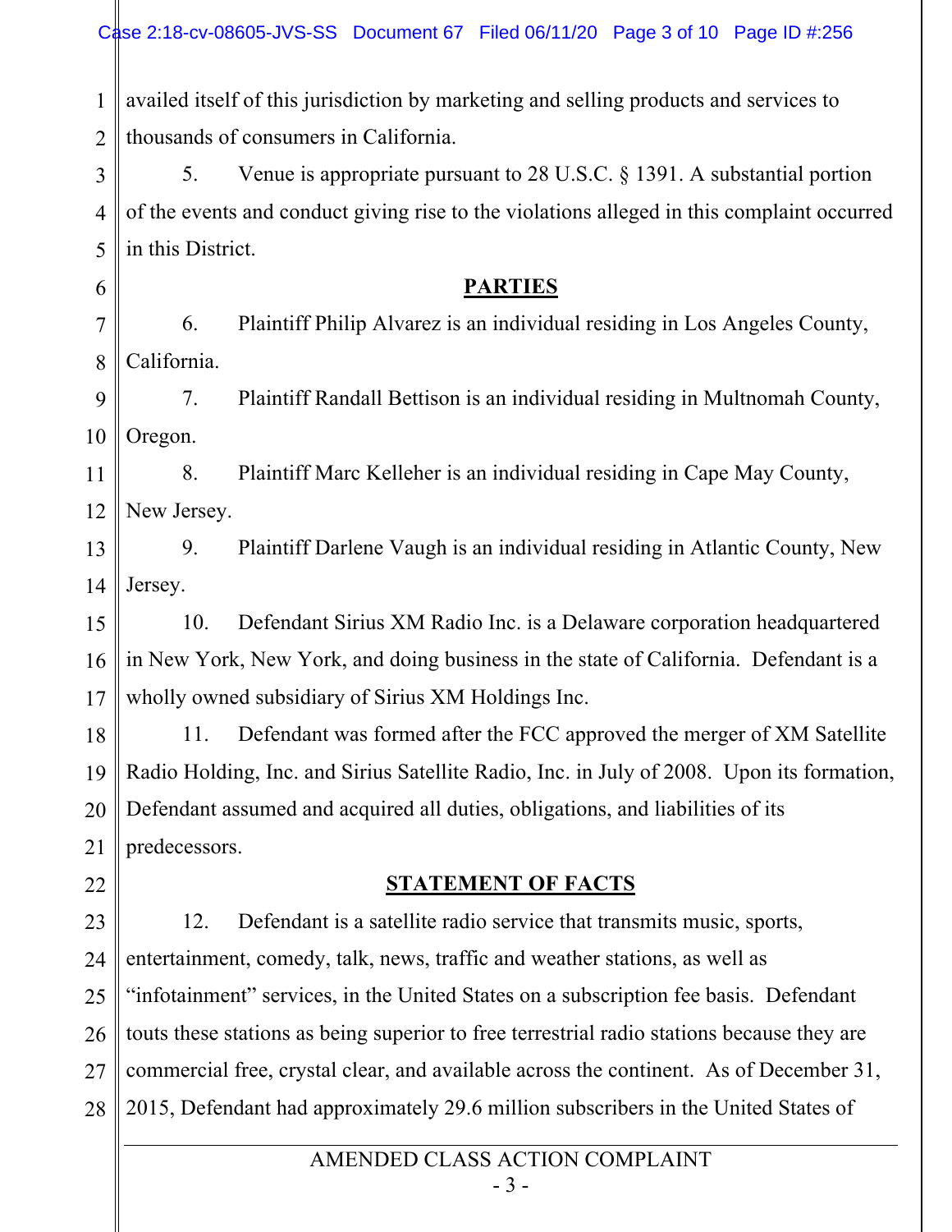availed itself of this jurisdiction by marketing and selling products and services to thousands of consumers in California.

5. Venue is appropriate pursuant to 28 U.S.C. § 1391. A substantial portion of the events and conduct giving rise to the violations alleged in this complaint occurred in this District.

## PARTIES

6. Plaintiff Philip Alvarez is an individual residing in Los Angeles County, California.

7. Plaintiff Randall Bettison is an individual residing in Multnomah County, Oregon.

8. Plaintiff Marc Kelleher is an individual residing in Cape May County, New Jersey.

9. Plaintiff Darlene Vaugh is an individual residing in Atlantic County, New Jersey.

10. Defendant Sirius XM Radio Inc. is a Delaware corporation headquartered in New York, New York, and doing business in the state of California. Defendant is a wholly owned subsidiary of Sirius XM Holdings Inc.

11. Defendant was formed after the FCC approved the merger of XM Satellite Radio Holding, Inc. and Sirius Satellite Radio, Inc. in July of 2008. Upon its formation, Defendant assumed and acquired all duties, obligations, and liabilities of its predecessors.

## STATEMENT OF FACTS

12. Defendant is a satellite radio service that transmits music, sports, entertainment, comedy, talk, news, traffic and weather stations, as well as "infotainment" services, in the United States on a subscription fee basis. Defendant touts these stations as being superior to free terrestrial radio stations because they are commercial free, crystal clear, and available across the continent. As of December 31, 2015, Defendant had approximately 29.6 million subscribers in the United States of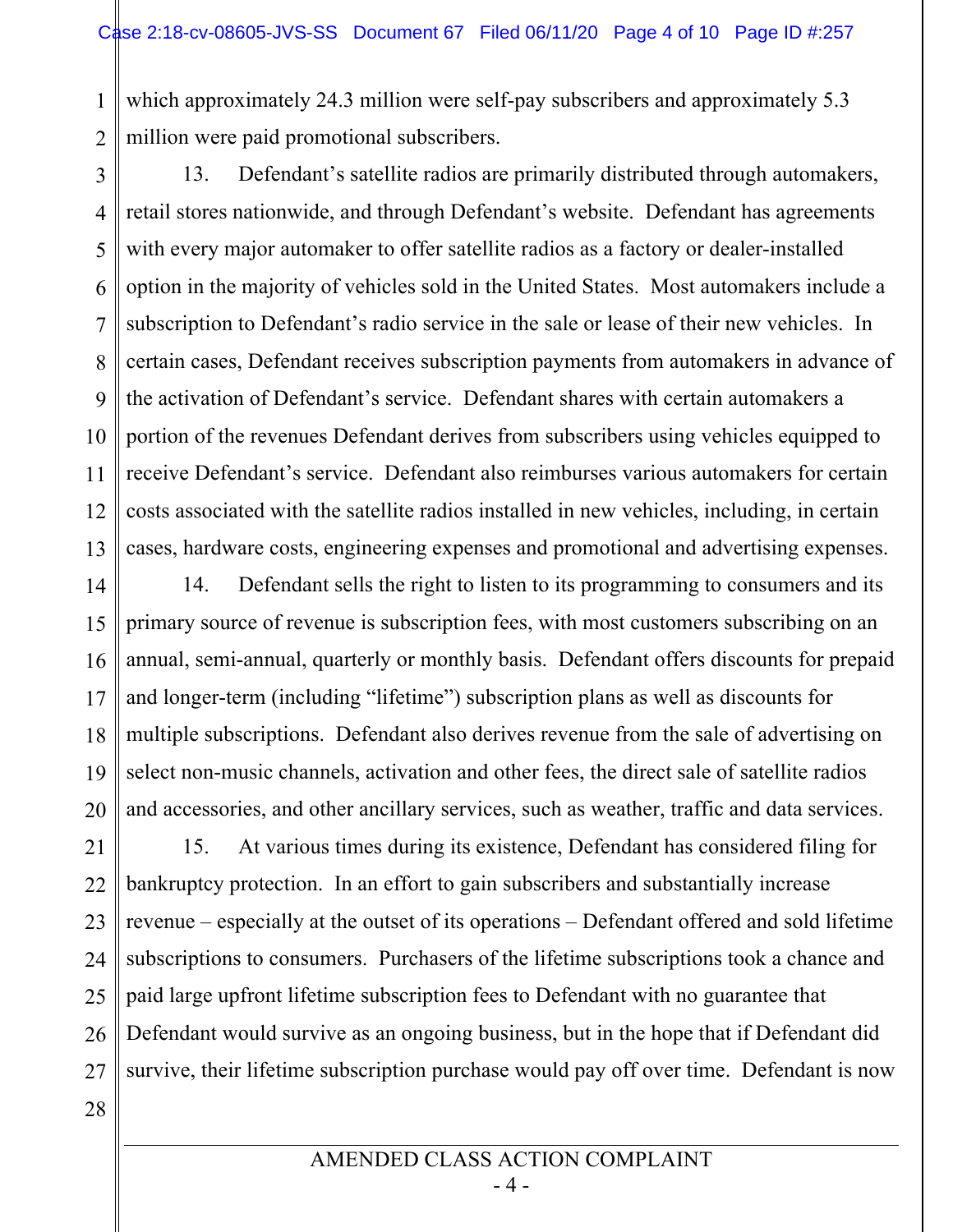which approximately 24.3 million were self-pay subscribers and approximately 5.3 million were paid promotional subscribers.

13. Defendant's satellite radios are primarily distributed through automakers, retail stores nationwide, and through Defendant's website. Defendant has agreements with every major automaker to offer satellite radios as a factory or dealer-installed option in the majority of vehicles sold in the United States. Most automakers include a subscription to Defendant's radio service in the sale or lease of their new vehicles. In certain cases, Defendant receives subscription payments from automakers in advance of the activation of Defendant's service. Defendant shares with certain automakers a portion of the revenues Defendant derives from subscribers using vehicles equipped to receive Defendant's service. Defendant also reimburses various automakers for certain costs associated with the satellite radios installed in new vehicles, including, in certain cases, hardware costs, engineering expenses and promotional and advertising expenses.

14. Defendant sells the right to listen to its programming to consumers and its primary source of revenue is subscription fees, with most customers subscribing on an annual, semi-annual, quarterly or monthly basis. Defendant offers discounts for prepaid and longer-term (including "lifetime") subscription plans as well as discounts for multiple subscriptions. Defendant also derives revenue from the sale of advertising on select non-music channels, activation and other fees, the direct sale of satellite radios and accessories, and other ancillary services, such as weather, traffic and data services.

15. At various times during its existence, Defendant has considered filing for bankruptcy protection. In an effort to gain subscribers and substantially increase revenue – especially at the outset of its operations – Defendant offered and sold lifetime subscriptions to consumers. Purchasers of the lifetime subscriptions took a chance and paid large upfront lifetime subscription fees to Defendant with no guarantee that Defendant would survive as an ongoing business, but in the hope that if Defendant did survive, their lifetime subscription purchase would pay off over time. Defendant is now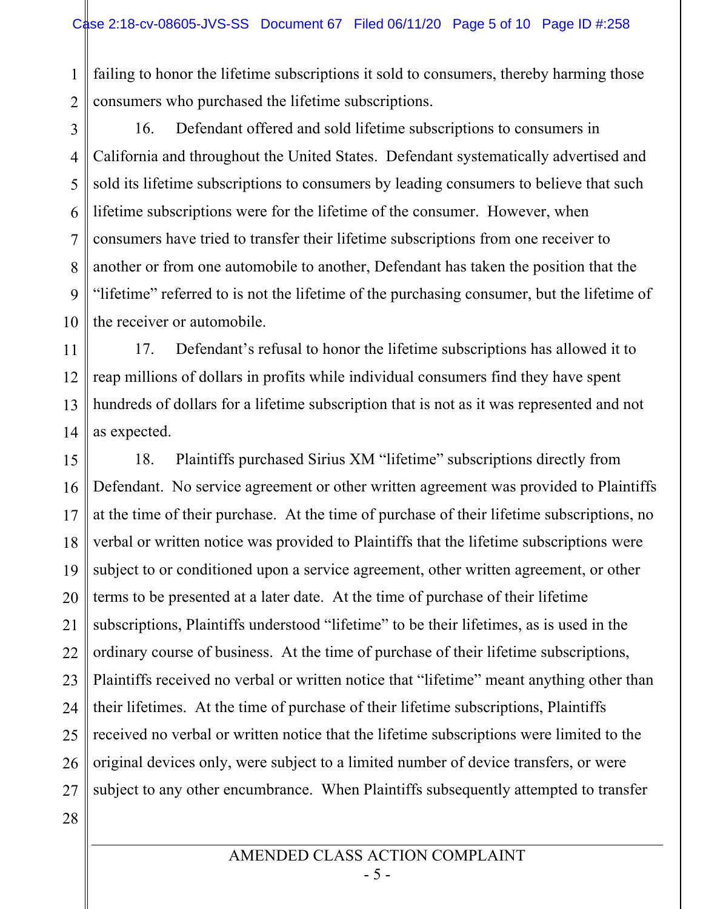failing to honor the lifetime subscriptions it sold to consumers, thereby harming those consumers who purchased the lifetime subscriptions.

16. Defendant offered and sold lifetime subscriptions to consumers in California and throughout the United States. Defendant systematically advertised and sold its lifetime subscriptions to consumers by leading consumers to believe that such lifetime subscriptions were for the lifetime of the consumer. However, when consumers have tried to transfer their lifetime subscriptions from one receiver to another or from one automobile to another, Defendant has taken the position that the "lifetime" referred to is not the lifetime of the purchasing consumer, but the lifetime of the receiver or automobile.

17. Defendant's refusal to honor the lifetime subscriptions has allowed it to reap millions of dollars in profits while individual consumers find they have spent hundreds of dollars for a lifetime subscription that is not as it was represented and not as expected.

18. Plaintiffs purchased Sirius XM "lifetime" subscriptions directly from Defendant. No service agreement or other written agreement was provided to Plaintiffs at the time of their purchase. At the time of purchase of their lifetime subscriptions, no verbal or written notice was provided to Plaintiffs that the lifetime subscriptions were subject to or conditioned upon a service agreement, other written agreement, or other terms to be presented at a later date. At the time of purchase of their lifetime subscriptions, Plaintiffs understood "lifetime" to be their lifetimes, as is used in the ordinary course of business. At the time of purchase of their lifetime subscriptions, Plaintiffs received no verbal or written notice that "lifetime" meant anything other than their lifetimes. At the time of purchase of their lifetime subscriptions, Plaintiffs received no verbal or written notice that the lifetime subscriptions were limited to the original devices only, were subject to a limited number of device transfers, or were subject to any other encumbrance. When Plaintiffs subsequently attempted to transfer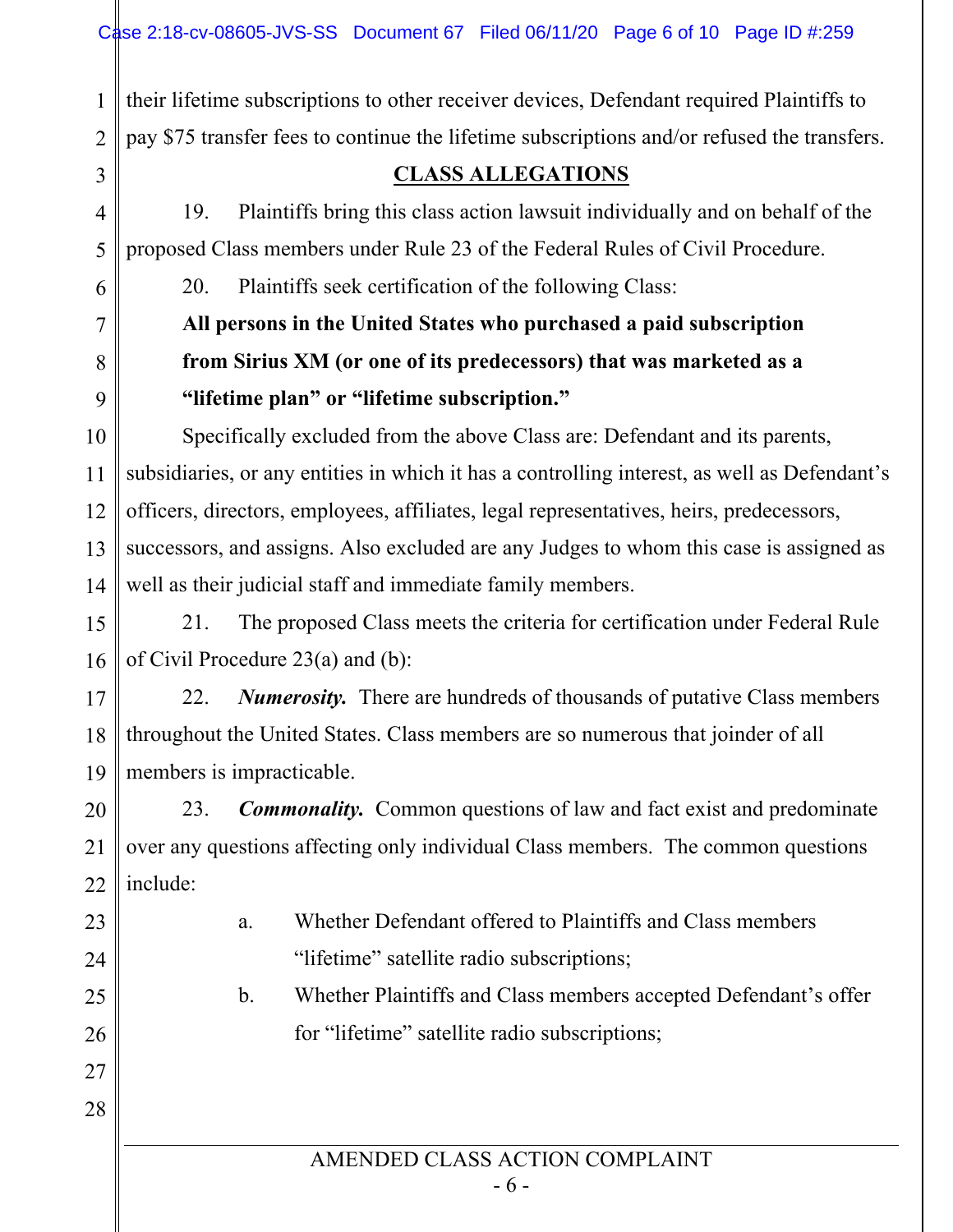their lifetime subscriptions to other receiver devices, Defendant required Plaintiffs to pay $75 transfer fees to continue the lifetime subscriptions and/or refused the transfers.

## CLASS ALLEGATIONS

19. Plaintiffs bring this class action lawsuit individually and on behalf of the proposed Class members under Rule 23 of the Federal Rules of Civil Procedure.

20. Plaintiffs seek certification of the following Class:

**All persons in the United States who purchased a paid subscription from Sirius XM (or one of its predecessors) that was marketed as a "lifetime plan" or "lifetime subscription."**

Specifically excluded from the above Class are: Defendant and its parents, subsidiaries, or any entities in which it has a controlling interest, as well as Defendant's officers, directors, employees, affiliates, legal representatives, heirs, predecessors, successors, and assigns. Also excluded are any Judges to whom this case is assigned as well as their judicial staff and immediate family members.

21. The proposed Class meets the criteria for certification under Federal Rule of Civil Procedure 23(a) and (b):

22. ***Numerosity.*** There are hundreds of thousands of putative Class members throughout the United States. Class members are so numerous that joinder of all members is impracticable.

23. ***Commonality.*** Common questions of law and fact exist and predominate over any questions affecting only individual Class members. The common questions include:

a. Whether Defendant offered to Plaintiffs and Class members "lifetime" satellite radio subscriptions;

b. Whether Plaintiffs and Class members accepted Defendant's offer for "lifetime" satellite radio subscriptions;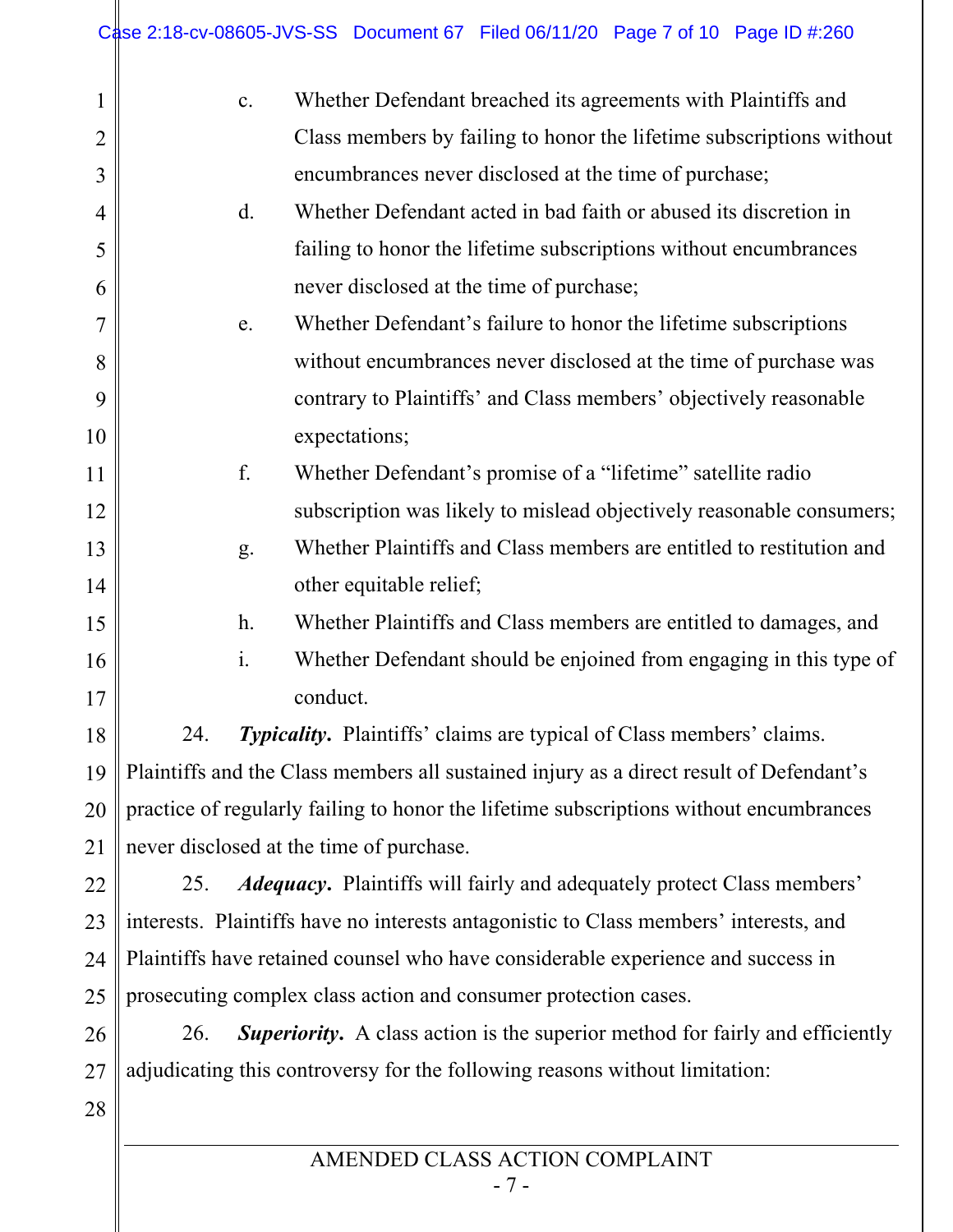c. Whether Defendant breached its agreements with Plaintiffs and Class members by failing to honor the lifetime subscriptions without encumbrances never disclosed at the time of purchase;

d. Whether Defendant acted in bad faith or abused its discretion in failing to honor the lifetime subscriptions without encumbrances never disclosed at the time of purchase;

e. Whether Defendant's failure to honor the lifetime subscriptions without encumbrances never disclosed at the time of purchase was contrary to Plaintiffs' and Class members' objectively reasonable expectations;

f. Whether Defendant's promise of a "lifetime" satellite radio subscription was likely to mislead objectively reasonable consumers;

g. Whether Plaintiffs and Class members are entitled to restitution and other equitable relief;

h. Whether Plaintiffs and Class members are entitled to damages, and

i. Whether Defendant should be enjoined from engaging in this type of conduct.

24. ***Typicality.*** Plaintiffs' claims are typical of Class members' claims. Plaintiffs and the Class members all sustained injury as a direct result of Defendant's practice of regularly failing to honor the lifetime subscriptions without encumbrances never disclosed at the time of purchase.

25. ***Adequacy.*** Plaintiffs will fairly and adequately protect Class members' interests. Plaintiffs have no interests antagonistic to Class members' interests, and Plaintiffs have retained counsel who have considerable experience and success in prosecuting complex class action and consumer protection cases.

26. ***Superiority.*** A class action is the superior method for fairly and efficiently adjudicating this controversy for the following reasons without limitation: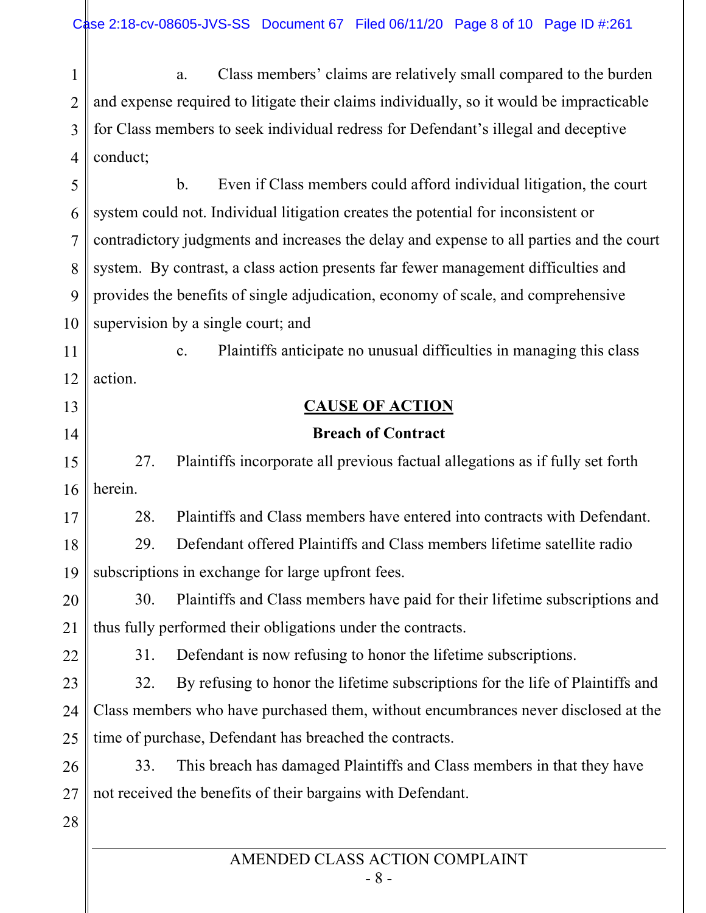a. Class members' claims are relatively small compared to the burden and expense required to litigate their claims individually, so it would be impracticable for Class members to seek individual redress for Defendant's illegal and deceptive conduct;

b. Even if Class members could afford individual litigation, the court system could not. Individual litigation creates the potential for inconsistent or contradictory judgments and increases the delay and expense to all parties and the court system. By contrast, a class action presents far fewer management difficulties and provides the benefits of single adjudication, economy of scale, and comprehensive supervision by a single court; and

c. Plaintiffs anticipate no unusual difficulties in managing this class action.

## CAUSE OF ACTION

### Breach of Contract

27. Plaintiffs incorporate all previous factual allegations as if fully set forth herein.

28. Plaintiffs and Class members have entered into contracts with Defendant.

29. Defendant offered Plaintiffs and Class members lifetime satellite radio subscriptions in exchange for large upfront fees.

30. Plaintiffs and Class members have paid for their lifetime subscriptions and thus fully performed their obligations under the contracts.

31. Defendant is now refusing to honor the lifetime subscriptions.

32. By refusing to honor the lifetime subscriptions for the life of Plaintiffs and Class members who have purchased them, without encumbrances never disclosed at the time of purchase, Defendant has breached the contracts.

33. This breach has damaged Plaintiffs and Class members in that they have not received the benefits of their bargains with Defendant.

AMENDED CLASS ACTION COMPLAINT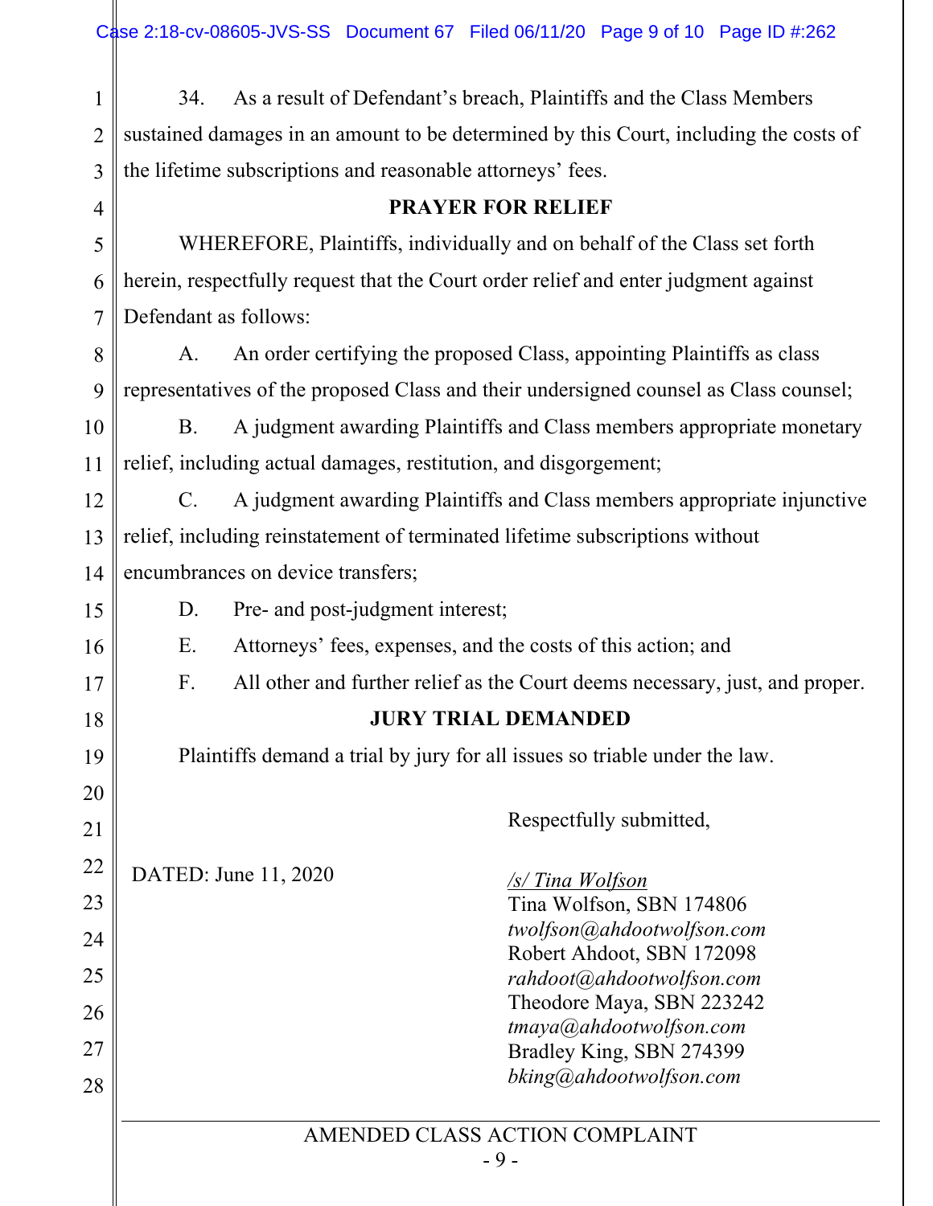34. As a result of Defendant's breach, Plaintiffs and the Class Members sustained damages in an amount to be determined by this Court, including the costs of the lifetime subscriptions and reasonable attorneys' fees.

## PRAYER FOR RELIEF

WHEREFORE, Plaintiffs, individually and on behalf of the Class set forth herein, respectfully request that the Court order relief and enter judgment against Defendant as follows:

A. An order certifying the proposed Class, appointing Plaintiffs as class representatives of the proposed Class and their undersigned counsel as Class counsel;

B. A judgment awarding Plaintiffs and Class members appropriate monetary relief, including actual damages, restitution, and disgorgement;

C. A judgment awarding Plaintiffs and Class members appropriate injunctive relief, including reinstatement of terminated lifetime subscriptions without encumbrances on device transfers;

D. Pre- and post-judgment interest;

E. Attorneys' fees, expenses, and the costs of this action; and

F. All other and further relief as the Court deems necessary, just, and proper.

## JURY TRIAL DEMANDED

Plaintiffs demand a trial by jury for all issues so triable under the law.

Respectfully submitted,

DATED: June 11, 2020

/s/ Tina Wolfson
Tina Wolfson, SBN 174806
*twolfson@ahdootwolfson.com*
Robert Ahdoot, SBN 172098
*rahdoot@ahdootwolfson.com*
Theodore Maya, SBN 223242
*tmaya@ahdootwolfson.com*
Bradley King, SBN 274399
*bking@ahdootwolfson.com*

AMENDED CLASS ACTION COMPLAINT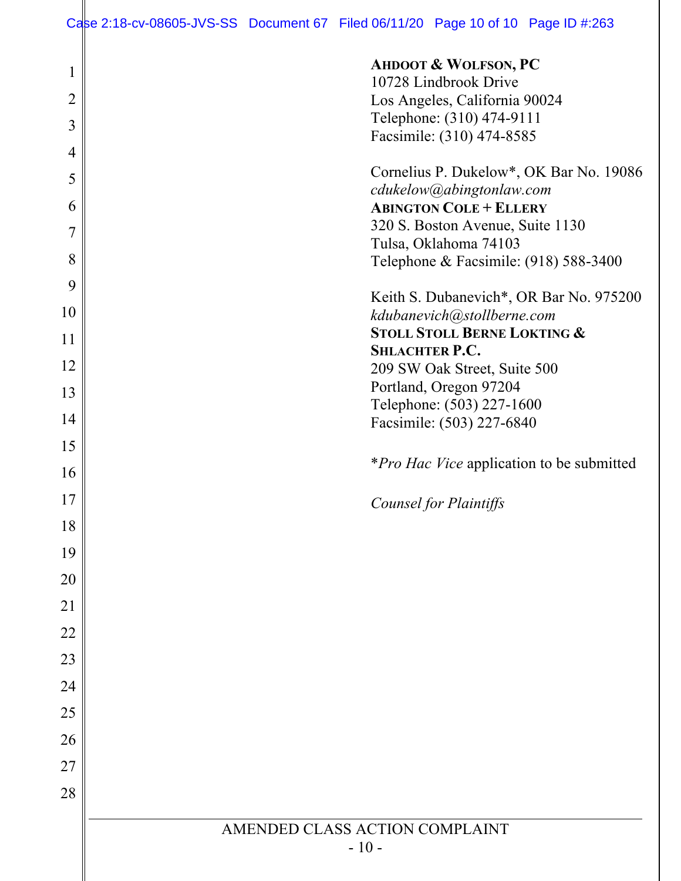**AHDOOT & WOLFSON, PC**
10728 Lindbrook Drive
Los Angeles, California 90024
Telephone: (310) 474-9111
Facsimile: (310) 474-8585

Cornelius P. Dukelow*, OK Bar No. 19086
*cdukelow@abingtonlaw.com*
**ABINGTON COLE + ELLERY**
320 S. Boston Avenue, Suite 1130
Tulsa, Oklahoma 74103
Telephone & Facsimile: (918) 588-3400

Keith S. Dubanevich*, OR Bar No. 975200
*kdubanevich@stollberne.com*
**STOLL STOLL BERNE LOKTING & SHLACHTER P.C.**
209 SW Oak Street, Suite 500
Portland, Oregon 97204
Telephone: (503) 227-1600
Facsimile: (503) 227-6840

**Pro Hac Vice* application to be submitted

*Counsel for Plaintiffs*